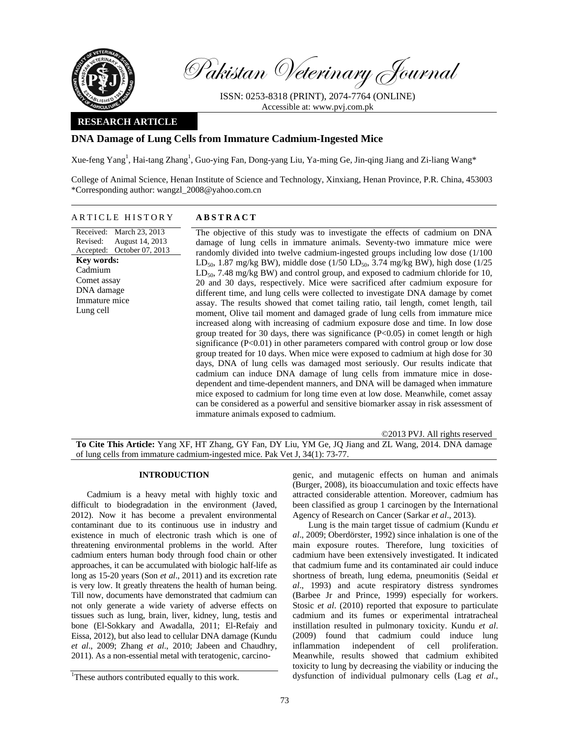Pakistan Veterinary Journal

ISSN: 0253-8318 (PRINT), 2074-7764 (ONLINE)
Accessible at: www.pvj.com.pk

**RESEARCH ARTICLE**

# DNA Damage of Lung Cells from Immature Cadmium-Ingested Mice

Xue-feng Yang[1], Hai-tang Zhang[1], Guo-ying Fan, Dong-yang Liu, Ya-ming Ge, Jin-qing Jiang and Zi-liang Wang*

College of Animal Science, Henan Institute of Science and Technology, Xinxiang, Henan Province, P.R. China, 453003
*Corresponding author: wangzl_2008@yahoo.com.cn

## ARTICLE HISTORY

Received: March 23, 2013
Revised: August 14, 2013
Accepted: October 07, 2013

**Key words:**
Cadmium
Comet assay
DNA damage
Immature mice
Lung cell

## ABSTRACT

The objective of this study was to investigate the effects of cadmium on DNA damage of lung cells in immature animals. Seventy-two immature mice were randomly divided into twelve cadmium-ingested groups including low dose (1/100 $LD_{50}$, 1.87 mg/kg BW), middle dose (1/50 $LD_{50}$, 3.74 mg/kg BW), high dose (1/25 $LD_{50}$, 7.48 mg/kg BW) and control group, and exposed to cadmium chloride for 10, 20 and 30 days, respectively. Mice were sacrificed after cadmium exposure for different time, and lung cells were collected to investigate DNA damage by comet assay. The results showed that comet tailing ratio, tail length, comet length, tail moment, Olive tail moment and damaged grade of lung cells from immature mice increased along with increasing of cadmium exposure dose and time. In low dose group treated for 30 days, there was significance ($P<0.05$) in comet length or high significance ($P<0.01$) in other parameters compared with control group or low dose group treated for 10 days. When mice were exposed to cadmium at high dose for 30 days, DNA of lung cells was damaged most seriously. Our results indicate that cadmium can induce DNA damage of lung cells from immature mice in dose-dependent and time-dependent manners, and DNA will be damaged when immature mice exposed to cadmium for long time even at low dose. Meanwhile, comet assay can be considered as a powerful and sensitive biomarker assay in risk assessment of immature animals exposed to cadmium.

©2013 PVJ. All rights reserved

**To Cite This Article:** Yang XF, HT Zhang, GY Fan, DY Liu, YM Ge, JQ Jiang and ZL Wang, 2014. DNA damage of lung cells from immature cadmium-ingested mice. Pak Vet J, 34(1): 73-77.

## INTRODUCTION

Cadmium is a heavy metal with highly toxic and difficult to biodegradation in the environment (Javed, 2012). Now it has become a prevalent environmental contaminant due to its continuous use in industry and existence in much of electronic trash which is one of threatening environmental problems in the world. After cadmium enters human body through food chain or other approaches, it can be accumulated with biologic half-life as long as 15-20 years (Son *et al*., 2011) and its excretion rate is very low. It greatly threatens the health of human being. Till now, documents have demonstrated that cadmium can not only generate a wide variety of adverse effects on tissues such as lung, brain, liver, kidney, lung, testis and bone (El-Sokkary and Awadalla, 2011; El-Refaiy and Eissa, 2012), but also lead to cellular DNA damage (Kundu *et al*., 2009; Zhang *et al*., 2010; Jabeen and Chaudhry, 2011). As a non-essential metal with teratogenic, carcinogenic, and mutagenic effects on human and animals (Burger, 2008), its bioaccumulation and toxic effects have attracted considerable attention. Moreover, cadmium has been classified as group 1 carcinogen by the International Agency of Research on Cancer (Sarkar *et al*., 2013).

Lung is the main target tissue of cadmium (Kundu *et al*., 2009; Oberdörster, 1992) since inhalation is one of the main exposure routes. Therefore, lung toxicities of cadmium have been extensively investigated. It indicated that cadmium fume and its contaminated air could induce shortness of breath, lung edema, pneumonitis (Seidal *et al*., 1993) and acute respiratory distress syndromes (Barbee Jr and Prince, 1999) especially for workers. Stosic *et al*. (2010) reported that exposure to particulate cadmium and its fumes or experimental intratracheal instillation resulted in pulmonary toxicity. Kundu *et al*. (2009) found that cadmium could induce lung inflammation independent of cell proliferation. Meanwhile, results showed that cadmium exhibited toxicity to lung by decreasing the viability or inducing the dysfunction of individual pulmonary cells (Lag *et al*.,

[1]These authors contributed equally to this work.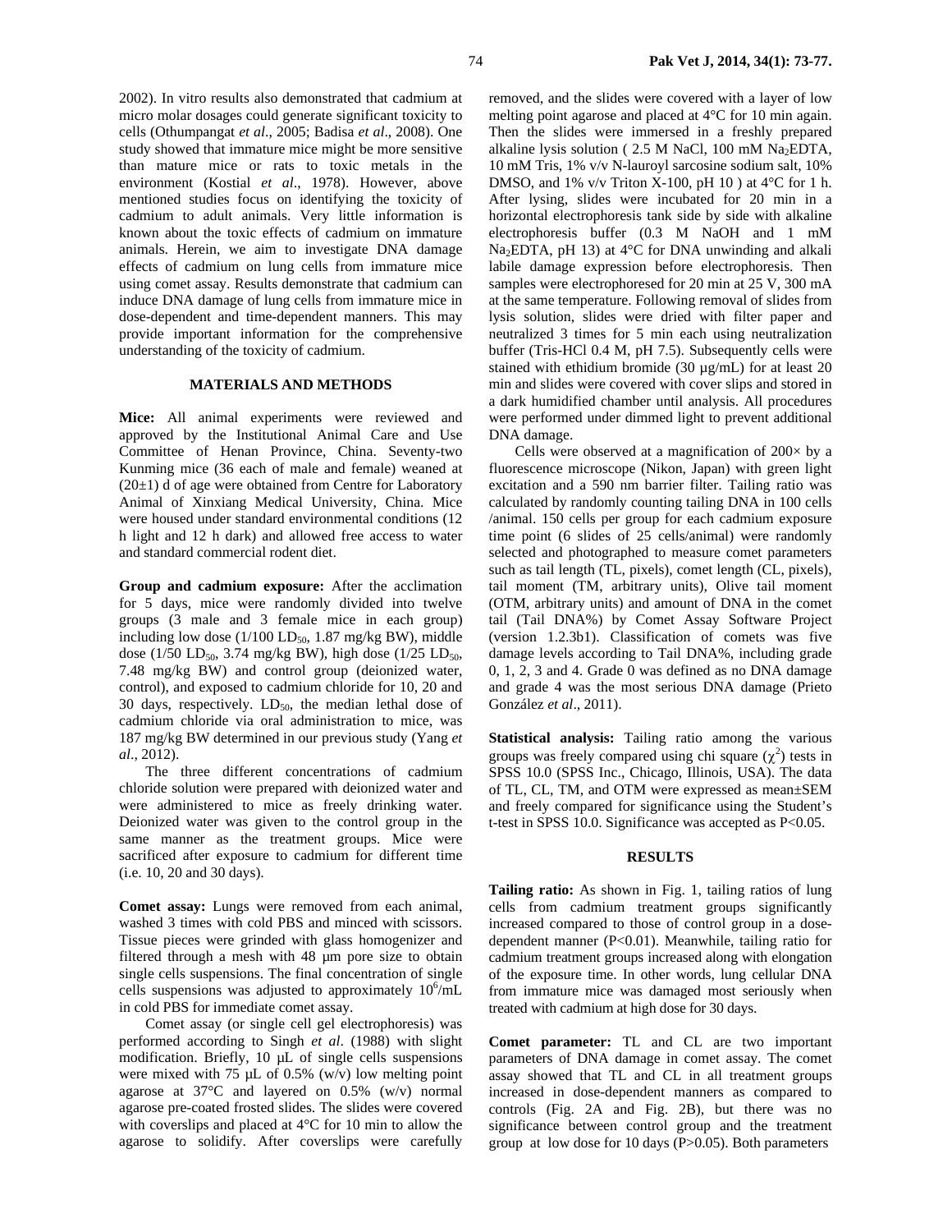2002). In vitro results also demonstrated that cadmium at micro molar dosages could generate significant toxicity to cells (Othumpangat *et al*., 2005; Badisa *et al*., 2008). One study showed that immature mice might be more sensitive than mature mice or rats to toxic metals in the environment (Kostial *et al*., 1978). However, above mentioned studies focus on identifying the toxicity of cadmium to adult animals. Very little information is known about the toxic effects of cadmium on immature animals. Herein, we aim to investigate DNA damage effects of cadmium on lung cells from immature mice using comet assay. Results demonstrate that cadmium can induce DNA damage of lung cells from immature mice in dose-dependent and time-dependent manners. This may provide important information for the comprehensive understanding of the toxicity of cadmium.

## MATERIALS AND METHODS

**Mice:** All animal experiments were reviewed and approved by the Institutional Animal Care and Use Committee of Henan Province, China. Seventy-two Kunming mice (36 each of male and female) weaned at (20±1) d of age were obtained from Centre for Laboratory Animal of Xinxiang Medical University, China. Mice were housed under standard environmental conditions (12 h light and 12 h dark) and allowed free access to water and standard commercial rodent diet.

**Group and cadmium exposure:** After the acclimation for 5 days, mice were randomly divided into twelve groups (3 male and 3 female mice in each group) including low dose (1/100 $LD_{50}$, 1.87 mg/kg BW), middle dose (1/50 $LD_{50}$, 3.74 mg/kg BW), high dose (1/25 $LD_{50}$, 7.48 mg/kg BW) and control group (deionized water, control), and exposed to cadmium chloride for 10, 20 and 30 days, respectively. $LD_{50}$, the median lethal dose of cadmium chloride via oral administration to mice, was 187 mg/kg BW determined in our previous study (Yang *et al*., 2012).

The three different concentrations of cadmium chloride solution were prepared with deionized water and were administered to mice as freely drinking water. Deionized water was given to the control group in the same manner as the treatment groups. Mice were sacrificed after exposure to cadmium for different time (i.e. 10, 20 and 30 days).

**Comet assay:** Lungs were removed from each animal, washed 3 times with cold PBS and minced with scissors. Tissue pieces were grinded with glass homogenizer and filtered through a mesh with 48 µm pore size to obtain single cells suspensions. The final concentration of single cells suspensions was adjusted to approximately $10^6$/mL in cold PBS for immediate comet assay.

Comet assay (or single cell gel electrophoresis) was performed according to Singh *et al*. (1988) with slight modification. Briefly, 10 µL of single cells suspensions were mixed with 75 µL of 0.5% (w/v) low melting point agarose at 37°C and layered on 0.5% (w/v) normal agarose pre-coated frosted slides. The slides were covered with coverslips and placed at 4°C for 10 min to allow the agarose to solidify. After coverslips were carefully removed, and the slides were covered with a layer of low melting point agarose and placed at 4°C for 10 min again. Then the slides were immersed in a freshly prepared alkaline lysis solution ( 2.5 M NaCl, 100 mM $Na_2EDTA$, 10 mM Tris, 1% v/v N-lauroyl sarcosine sodium salt, 10% DMSO, and 1% v/v Triton X-100, pH 10 ) at 4°C for 1 h. After lysing, slides were incubated for 20 min in a horizontal electrophoresis tank side by side with alkaline electrophoresis buffer (0.3 M NaOH and 1 mM $Na_2EDTA$, pH 13) at 4°C for DNA unwinding and alkali labile damage expression before electrophoresis. Then samples were electrophoresed for 20 min at 25 V, 300 mA at the same temperature. Following removal of slides from lysis solution, slides were dried with filter paper and neutralized 3 times for 5 min each using neutralization buffer (Tris-HCl 0.4 M, pH 7.5). Subsequently cells were stained with ethidium bromide (30 µg/mL) for at least 20 min and slides were covered with cover slips and stored in a dark humidified chamber until analysis. All procedures were performed under dimmed light to prevent additional DNA damage.

Cells were observed at a magnification of 200× by a fluorescence microscope (Nikon, Japan) with green light excitation and a 590 nm barrier filter. Tailing ratio was calculated by randomly counting tailing DNA in 100 cells /animal. 150 cells per group for each cadmium exposure time point (6 slides of 25 cells/animal) were randomly selected and photographed to measure comet parameters such as tail length (TL, pixels), comet length (CL, pixels), tail moment (TM, arbitrary units), Olive tail moment (OTM, arbitrary units) and amount of DNA in the comet tail (Tail DNA%) by Comet Assay Software Project (version 1.2.3b1). Classification of comets was five damage levels according to Tail DNA%, including grade 0, 1, 2, 3 and 4. Grade 0 was defined as no DNA damage and grade 4 was the most serious DNA damage (Prieto González *et al*., 2011).

**Statistical analysis:** Tailing ratio among the various groups was freely compared using chi square ($\chi^2$) tests in SPSS 10.0 (SPSS Inc., Chicago, Illinois, USA). The data of TL, CL, TM, and OTM were expressed as mean±SEM and freely compared for significance using the Student's t-test in SPSS 10.0. Significance was accepted as $P<0.05$.

## RESULTS

**Tailing ratio:** As shown in Fig. 1, tailing ratios of lung cells from cadmium treatment groups significantly increased compared to those of control group in a dose-dependent manner ($P<0.01$). Meanwhile, tailing ratio for cadmium treatment groups increased along with elongation of the exposure time. In other words, lung cellular DNA from immature mice was damaged most seriously when treated with cadmium at high dose for 30 days.

**Comet parameter:** TL and CL are two important parameters of DNA damage in comet assay. The comet assay showed that TL and CL in all treatment groups increased in dose-dependent manners as compared to controls (Fig. 2A and Fig. 2B), but there was no significance between control group and the treatment group at low dose for 10 days ($P>0.05$). Both parameters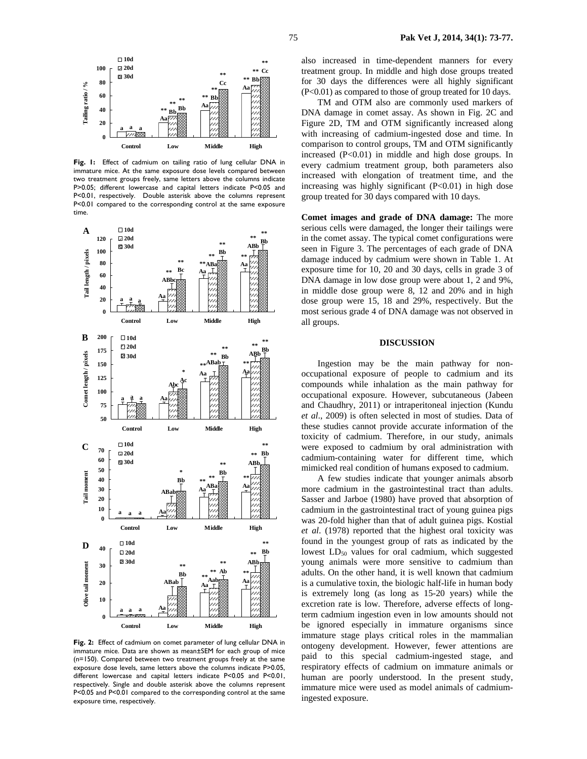Fig. 1: Effect of cadmium on tailing ratio of lung cellular DNA in immature mice. At the same exposure dose levels compared between two treatment groups freely, same letters above the columns indicate P>0.05; different lowercase and capital letters indicate P<0.05 and P<0.01, respectively. Double asterisk above the columns represent P<0.01 compared to the corresponding control at the same exposure time.

Fig. 2: Effect of cadmium on comet parameter of lung cellular DNA in immature mice. Data are shown as mean±SEM for each group of mice (n=150). Compared between two treatment groups freely at the same exposure dose levels, same letters above the columns indicate P>0.05, different lowercase and capital letters indicate P<0.05 and P<0.01, respectively. Single and double asterisk above the columns represent P<0.05 and P<0.01 compared to the corresponding control at the same exposure time, respectively.

also increased in time-dependent manners for every treatment group. In middle and high dose groups treated for 30 days the differences were all highly significant (P<0.01) as compared to those of group treated for 10 days.

TM and OTM also are commonly used markers of DNA damage in comet assay. As shown in Fig. 2C and Figure 2D, TM and OTM significantly increased along with increasing of cadmium-ingested dose and time. In comparison to control groups, TM and OTM significantly increased (P<0.01) in middle and high dose groups. In every cadmium treatment group, both parameters also increased with elongation of treatment time, and the increasing was highly significant (P<0.01) in high dose group treated for 30 days compared with 10 days.

**Comet images and grade of DNA damage:** The more serious cells were damaged, the longer their tailings were in the comet assay. The typical comet configurations were seen in Figure 3. The percentages of each grade of DNA damage induced by cadmium were shown in Table 1. At exposure time for 10, 20 and 30 days, cells in grade 3 of DNA damage in low dose group were about 1, 2 and 9%, in middle dose group were 8, 12 and 20% and in high dose group were 15, 18 and 29%, respectively. But the most serious grade 4 of DNA damage was not observed in all groups.

## DISCUSSION

Ingestion may be the main pathway for non-occupational exposure of people to cadmium and its compounds while inhalation as the main pathway for occupational exposure. However, subcutaneous (Jabeen and Chaudhry, 2011) or intraperitoneal injection (Kundu *et al*., 2009) is often selected in most of studies. Data of these studies cannot provide accurate information of the toxicity of cadmium. Therefore, in our study, animals were exposed to cadmium by oral administration with cadmium-containing water for different time, which mimicked real condition of humans exposed to cadmium.

A few studies indicate that younger animals absorb more cadmium in the gastrointestinal tract than adults. Sasser and Jarboe (1980) have proved that absorption of cadmium in the gastrointestinal tract of young guinea pigs was 20-fold higher than that of adult guinea pigs. Kostial *et al*. (1978) reported that the highest oral toxicity was found in the youngest group of rats as indicated by the lowest $LD_{50}$ values for oral cadmium, which suggested young animals were more sensitive to cadmium than adults. On the other hand, it is well known that cadmium is a cumulative toxin, the biologic half-life in human body is extremely long (as long as 15-20 years) while the excretion rate is low. Therefore, adverse effects of long-term cadmium ingestion even in low amounts should not be ignored especially in immature organisms since immature stage plays critical roles in the mammalian ontogeny development. However, fewer attentions are paid to this special cadmium-ingested stage, and respiratory effects of cadmium on immature animals or human are poorly understood. In the present study, immature mice were used as model animals of cadmium-ingested exposure.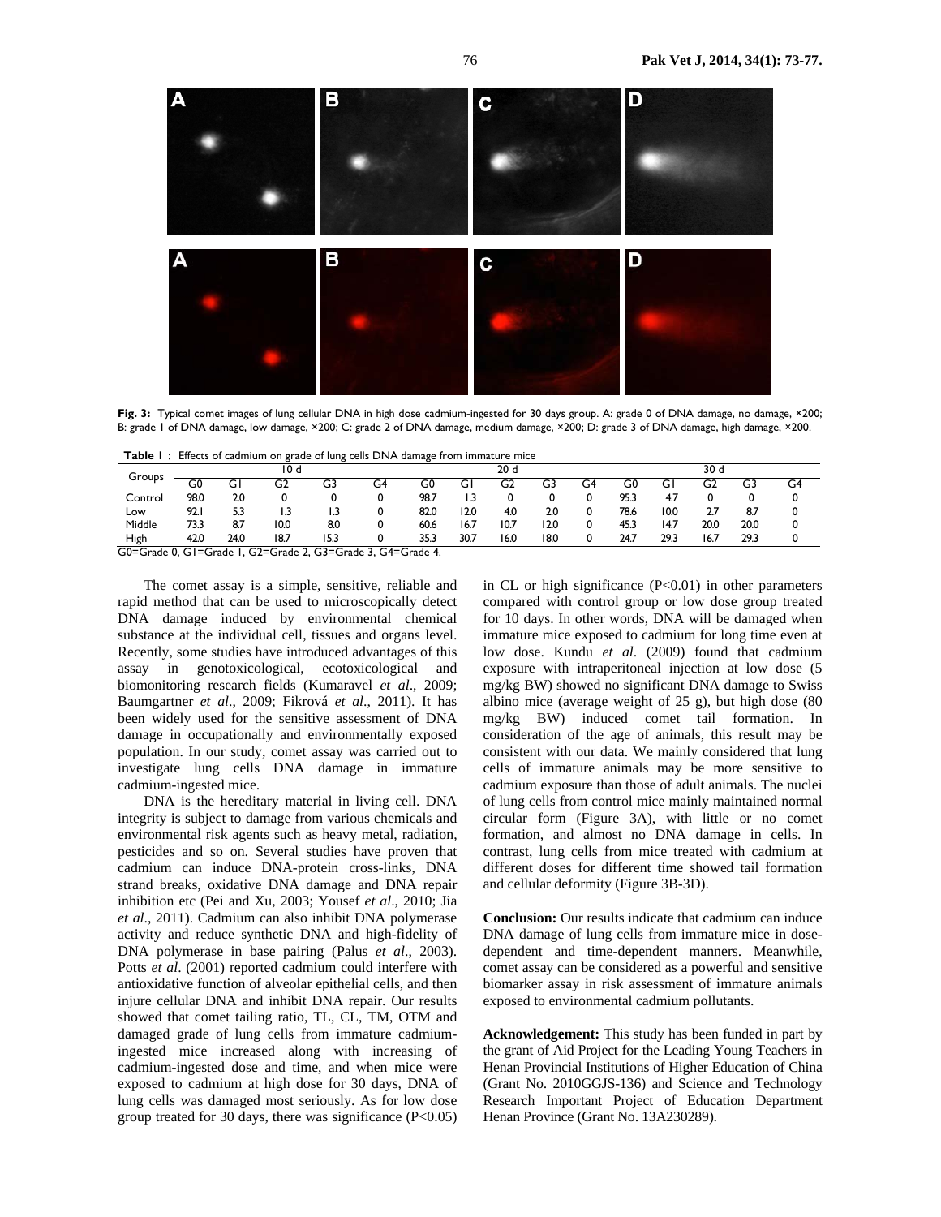**Fig. 3:** Typical comet images of lung cellular DNA in high dose cadmium-ingested for 30 days group. A: grade 0 of DNA damage, no damage, ×200; B: grade 1 of DNA damage, low damage, ×200; C: grade 2 of DNA damage, medium damage, ×200; D: grade 3 of DNA damage, high damage, ×200.

**Table 1**: Effects of cadmium on grade of lung cells DNA damage from immature mice

| Groups | 10 d | | | | | 20 d | | | | | 30 d | | | | |
|---|---|---|---|---|---|---|---|---|---|---|---|---|---|---|---|
| | G0 | G1 | G2 | G3 | G4 | G0 | G1 | G2 | G3 | G4 | G0 | G1 | G2 | G3 | G4 |
| Control | 98.0 | 2.0 | 0 | 0 | 0 | 98.7 | 1.3 | 0 | 0 | 0 | 95.3 | 4.7 | 0 | 0 | 0 |
| Low | 92.1 | 5.3 | 1.3 | 1.3 | 0 | 82.0 | 12.0 | 4.0 | 2.0 | 0 | 78.6 | 10.0 | 2.7 | 8.7 | 0 |
| Middle | 73.3 | 8.7 | 10.0 | 8.0 | 0 | 60.6 | 16.7 | 10.7 | 12.0 | 0 | 45.3 | 14.7 | 20.0 | 20.0 | 0 |
| High | 42.0 | 24.0 | 18.7 | 15.3 | 0 | 35.3 | 30.7 | 16.0 | 18.0 | 0 | 24.7 | 29.3 | 16.7 | 29.3 | 0 |

G0=Grade 0, G1=Grade 1, G2=Grade 2, G3=Grade 3, G4=Grade 4.

The comet assay is a simple, sensitive, reliable and rapid method that can be used to microscopically detect DNA damage induced by environmental chemical substance at the individual cell, tissues and organs level. Recently, some studies have introduced advantages of this assay in genotoxicological, ecotoxicological and biomonitoring research fields (Kumaravel *et al*., 2009; Baumgartner *et al*., 2009; Fikrová *et al*., 2011). It has been widely used for the sensitive assessment of DNA damage in occupationally and environmentally exposed population. In our study, comet assay was carried out to investigate lung cells DNA damage in immature cadmium-ingested mice.

DNA is the hereditary material in living cell. DNA integrity is subject to damage from various chemicals and environmental risk agents such as heavy metal, radiation, pesticides and so on. Several studies have proven that cadmium can induce DNA-protein cross-links, DNA strand breaks, oxidative DNA damage and DNA repair inhibition etc (Pei and Xu, 2003; Yousef *et al*., 2010; Jia *et al*., 2011). Cadmium can also inhibit DNA polymerase activity and reduce synthetic DNA and high-fidelity of DNA polymerase in base pairing (Palus *et al*., 2003). Potts *et al*. (2001) reported cadmium could interfere with antioxidative function of alveolar epithelial cells, and then injure cellular DNA and inhibit DNA repair. Our results showed that comet tailing ratio, TL, CL, TM, OTM and damaged grade of lung cells from immature cadmium-ingested mice increased along with increasing of cadmium-ingested dose and time, and when mice were exposed to cadmium at high dose for 30 days, DNA of lung cells was damaged most seriously. As for low dose group treated for 30 days, there was significance ($P<0.05$) in CL or high significance ($P<0.01$) in other parameters compared with control group or low dose group treated for 10 days. In other words, DNA will be damaged when immature mice exposed to cadmium for long time even at low dose. Kundu *et al*. (2009) found that cadmium exposure with intraperitoneal injection at low dose (5 mg/kg BW) showed no significant DNA damage to Swiss albino mice (average weight of 25 g), but high dose (80 mg/kg BW) induced comet tail formation. In consideration of the age of animals, this result may be consistent with our data. We mainly considered that lung cells of immature animals may be more sensitive to cadmium exposure than those of adult animals. The nuclei of lung cells from control mice mainly maintained normal circular form (Figure 3A), with little or no comet formation, and almost no DNA damage in cells. In contrast, lung cells from mice treated with cadmium at different doses for different time showed tail formation and cellular deformity (Figure 3B-3D).

**Conclusion:** Our results indicate that cadmium can induce DNA damage of lung cells from immature mice in dose-dependent and time-dependent manners. Meanwhile, comet assay can be considered as a powerful and sensitive biomarker assay in risk assessment of immature animals exposed to environmental cadmium pollutants.

**Acknowledgement:** This study has been funded in part by the grant of Aid Project for the Leading Young Teachers in Henan Provincial Institutions of Higher Education of China (Grant No. 2010GGJS-136) and Science and Technology Research Important Project of Education Department Henan Province (Grant No. 13A230289).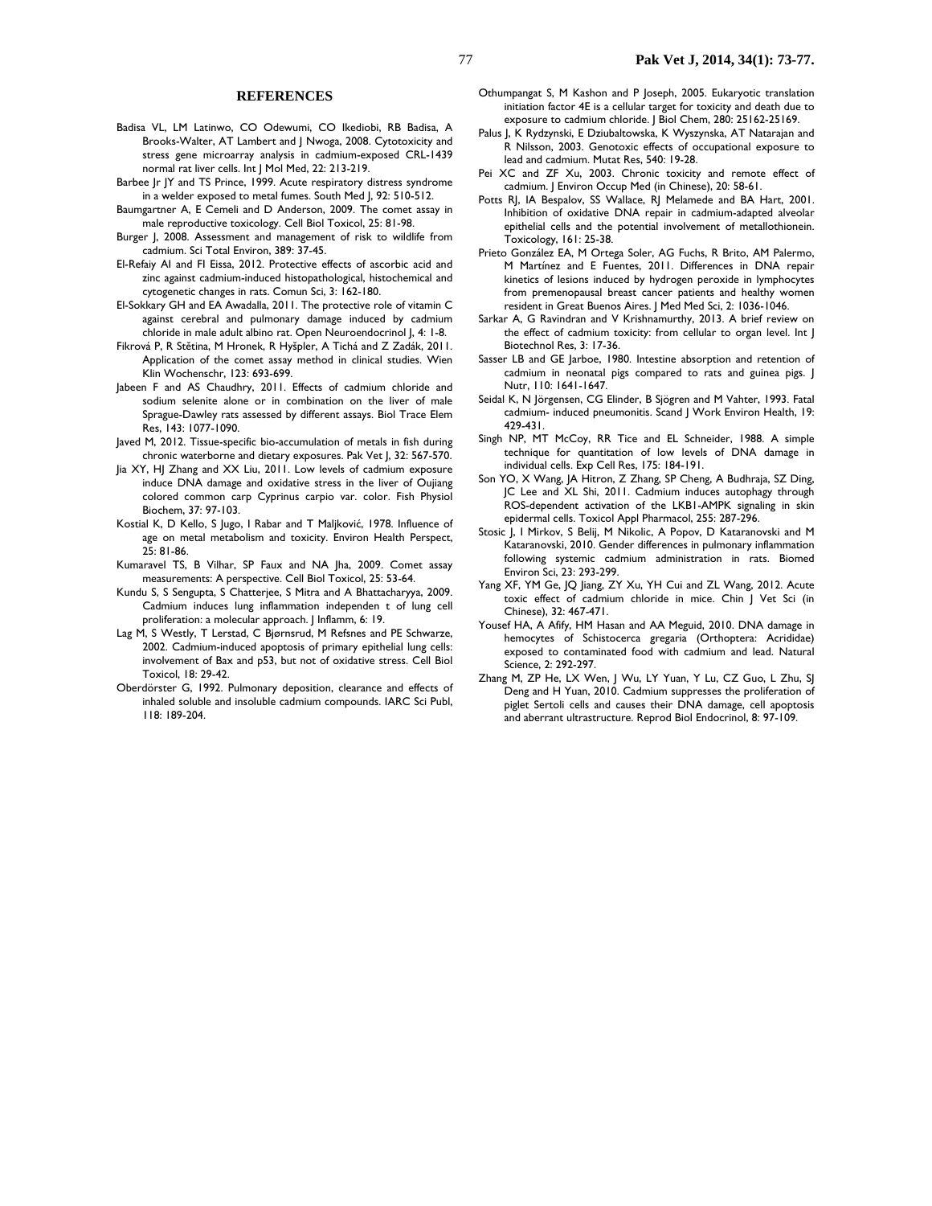## REFERENCES

Badisa VL, LM Latinwo, CO Odewumi, CO Ikediobi, RB Badisa, A Brooks-Walter, AT Lambert and J Nwoga, 2008. Cytotoxicity and stress gene microarray analysis in cadmium-exposed CRL-1439 normal rat liver cells. Int J Mol Med, 22: 213-219.

Barbee Jr JY and TS Prince, 1999. Acute respiratory distress syndrome in a welder exposed to metal fumes. South Med J, 92: 510-512.

Baumgartner A, E Cemeli and D Anderson, 2009. The comet assay in male reproductive toxicology. Cell Biol Toxicol, 25: 81-98.

Burger J, 2008. Assessment and management of risk to wildlife from cadmium. Sci Total Environ, 389: 37-45.

El-Refaiy AI and FI Eissa, 2012. Protective effects of ascorbic acid and zinc against cadmium-induced histopathological, histochemical and cytogenetic changes in rats. Comun Sci, 3: 162-180.

El-Sokkary GH and EA Awadalla, 2011. The protective role of vitamin C against cerebral and pulmonary damage induced by cadmium chloride in male adult albino rat. Open Neuroendocrinol J, 4: 1-8.

Fikrová P, R Stětina, M Hronek, R Hyšpler, A Tichá and Z Zadák, 2011. Application of the comet assay method in clinical studies. Wien Klin Wochenschr, 123: 693-699.

Jabeen F and AS Chaudhry, 2011. Effects of cadmium chloride and sodium selenite alone or in combination on the liver of male Sprague-Dawley rats assessed by different assays. Biol Trace Elem Res, 143: 1077-1090.

Javed M, 2012. Tissue-specific bio-accumulation of metals in fish during chronic waterborne and dietary exposures. Pak Vet J, 32: 567-570.

Jia XY, HJ Zhang and XX Liu, 2011. Low levels of cadmium exposure induce DNA damage and oxidative stress in the liver of Oujiang colored common carp Cyprinus carpio var. color. Fish Physiol Biochem, 37: 97-103.

Kostial K, D Kello, S Jugo, I Rabar and T Maljković, 1978. Influence of age on metal metabolism and toxicity. Environ Health Perspect, 25: 81-86.

Kumaravel TS, B Vilhar, SP Faux and NA Jha, 2009. Comet assay measurements: A perspective. Cell Biol Toxicol, 25: 53-64.

Kundu S, S Sengupta, S Chatterjee, S Mitra and A Bhattacharyya, 2009. Cadmium induces lung inflammation independen t of lung cell proliferation: a molecular approach. J Inflamm, 6: 19.

Lag M, S Westly, T Lerstad, C Bjørnsrud, M Refsnes and PE Schwarze, 2002. Cadmium-induced apoptosis of primary epithelial lung cells: involvement of Bax and p53, but not of oxidative stress. Cell Biol Toxicol, 18: 29-42.

Oberdörster G, 1992. Pulmonary deposition, clearance and effects of inhaled soluble and insoluble cadmium compounds. IARC Sci Publ, 118: 189-204.

Othumpangat S, M Kashon and P Joseph, 2005. Eukaryotic translation initiation factor 4E is a cellular target for toxicity and death due to exposure to cadmium chloride. J Biol Chem, 280: 25162-25169.

Palus J, K Rydzynski, E Dziubaltowska, K Wyszynska, AT Natarajan and R Nilsson, 2003. Genotoxic effects of occupational exposure to lead and cadmium. Mutat Res, 540: 19-28.

Pei XC and ZF Xu, 2003. Chronic toxicity and remote effect of cadmium. J Environ Occup Med (in Chinese), 20: 58-61.

Potts RJ, IA Bespalov, SS Wallace, RJ Melamede and BA Hart, 2001. Inhibition of oxidative DNA repair in cadmium-adapted alveolar epithelial cells and the potential involvement of metallothionein. Toxicology, 161: 25-38.

Prieto González EA, M Ortega Soler, AG Fuchs, R Brito, AM Palermo, M Martínez and E Fuentes, 2011. Differences in DNA repair kinetics of lesions induced by hydrogen peroxide in lymphocytes from premenopausal breast cancer patients and healthy women resident in Great Buenos Aires. J Med Med Sci, 2: 1036-1046.

Sarkar A, G Ravindran and V Krishnamurthy, 2013. A brief review on the effect of cadmium toxicity: from cellular to organ level. Int J Biotechnol Res, 3: 17-36.

Sasser LB and GE Jarboe, 1980. Intestine absorption and retention of cadmium in neonatal pigs compared to rats and guinea pigs. J Nutr, 110: 1641-1647.

Seidal K, N Jörgensen, CG Elinder, B Sjögren and M Vahter, 1993. Fatal cadmium- induced pneumonitis. Scand J Work Environ Health, 19: 429-431.

Singh NP, MT McCoy, RR Tice and EL Schneider, 1988. A simple technique for quantitation of low levels of DNA damage in individual cells. Exp Cell Res, 175: 184-191.

Son YO, X Wang, JA Hitron, Z Zhang, SP Cheng, A Budhraja, SZ Ding, JC Lee and XL Shi, 2011. Cadmium induces autophagy through ROS-dependent activation of the LKB1-AMPK signaling in skin epidermal cells. Toxicol Appl Pharmacol, 255: 287-296.

Stosic J, I Mirkov, S Belij, M Nikolic, A Popov, D Kataranovski and M Kataranovski, 2010. Gender differences in pulmonary inflammation following systemic cadmium administration in rats. Biomed Environ Sci, 23: 293-299.

Yang XF, YM Ge, JQ Jiang, ZY Xu, YH Cui and ZL Wang, 2012. Acute toxic effect of cadmium chloride in mice. Chin J Vet Sci (in Chinese), 32: 467-471.

Yousef HA, A Afify, HM Hasan and AA Meguid, 2010. DNA damage in hemocytes of Schistocerca gregaria (Orthoptera: Acrididae) exposed to contaminated food with cadmium and lead. Natural Science, 2: 292-297.

Zhang M, ZP He, LX Wen, J Wu, LY Yuan, Y Lu, CZ Guo, L Zhu, SJ Deng and H Yuan, 2010. Cadmium suppresses the proliferation of piglet Sertoli cells and causes their DNA damage, cell apoptosis and aberrant ultrastructure. Reprod Biol Endocrinol, 8: 97-109.